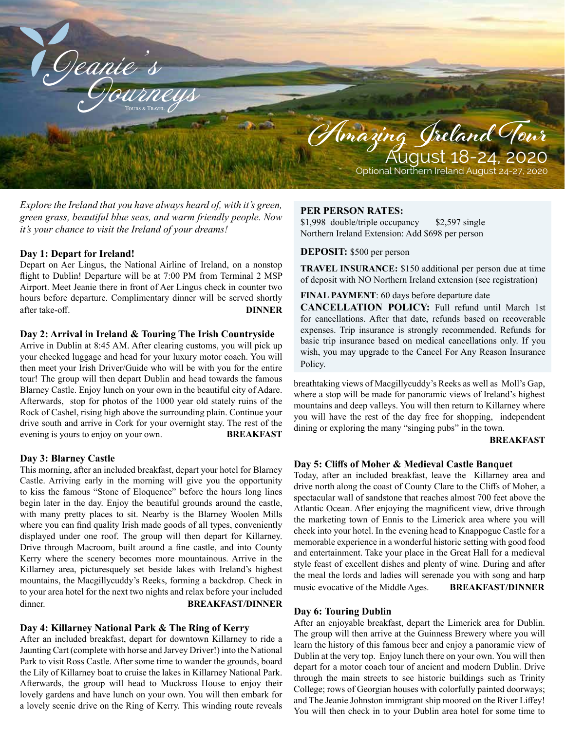# Jeanie's Journeys

Tours & Travel

## Amazing Ireland Tour

August 18-24, 2020

Optional Northern Ireland August 24-27, 2020

*Explore the Ireland that you have always heard of, with it's green, green grass, beautiful blue seas, and warm friendly people. Now it's your chance to visit the Ireland of your dreams!*

**PER PERSON RATES:**
$1,998 double/triple occupancy $2,597 single
Northern Ireland Extension: Add $698 per person

**DEPOSIT:** $500 per person

**TRAVEL INSURANCE:** $150 additional per person due at time of deposit with NO Northern Ireland extension (see registration)

**FINAL PAYMENT**: 60 days before departure date

**CANCELLATION POLICY:** Full refund until March 1st for cancellations. After that date, refunds based on recoverable expenses. Trip insurance is strongly recommended. Refunds for basic trip insurance based on medical cancellations only. If you wish, you may upgrade to the Cancel For Any Reason Insurance Policy.

### Day 1: Depart for Ireland!

Depart on Aer Lingus, the National Airline of Ireland, on a nonstop flight to Dublin! Departure will be at 7:00 PM from Terminal 2 MSP Airport. Meet Jeanie there in front of Aer Lingus check in counter two hours before departure. Complimentary dinner will be served shortly after take-off. **DINNER**

### Day 2: Arrival in Ireland & Touring The Irish Countryside

Arrive in Dublin at 8:45 AM. After clearing customs, you will pick up your checked luggage and head for your luxury motor coach. You will then meet your Irish Driver/Guide who will be with you for the entire tour! The group will then depart Dublin and head towards the famous Blarney Castle. Enjoy lunch on your own in the beautiful city of Adare. Afterwards, stop for photos of the 1000 year old stately ruins of the Rock of Cashel, rising high above the surrounding plain. Continue your drive south and arrive in Cork for your overnight stay. The rest of the evening is yours to enjoy on your own. **BREAKFAST**

### Day 3: Blarney Castle

This morning, after an included breakfast, depart your hotel for Blarney Castle. Arriving early in the morning will give you the opportunity to kiss the famous "Stone of Eloquence" before the hours long lines begin later in the day. Enjoy the beautiful grounds around the castle, with many pretty places to sit. Nearby is the Blarney Woolen Mills where you can find quality Irish made goods of all types, conveniently displayed under one roof. The group will then depart for Killarney. Drive through Macroom, built around a fine castle, and into County Kerry where the scenery becomes more mountainous. Arrive in the Killarney area, picturesquely set beside lakes with Ireland's highest mountains, the Macgillycuddy's Reeks, forming a backdrop. Check in to your area hotel for the next two nights and relax before your included dinner. **BREAKFAST/DINNER**

### Day 4: Killarney National Park & The Ring of Kerry

After an included breakfast, depart for downtown Killarney to ride a Jaunting Cart (complete with horse and Jarvey Driver!) into the National Park to visit Ross Castle. After some time to wander the grounds, board the Lily of Killarney boat to cruise the lakes in Killarney National Park. Afterwards, the group will head to Muckross House to enjoy their lovely gardens and have lunch on your own. You will then embark for a lovely scenic drive on the Ring of Kerry. This winding route reveals breathtaking views of Macgillycuddy's Reeks as well as Moll's Gap, where a stop will be made for panoramic views of Ireland's highest mountains and deep valleys. You will then return to Killarney where you will have the rest of the day free for shopping, independent dining or exploring the many "singing pubs" in the town. **BREAKFAST**

### Day 5: Cliffs of Moher & Medieval Castle Banquet

Today, after an included breakfast, leave the Killarney area and drive north along the coast of County Clare to the Cliffs of Moher, a spectacular wall of sandstone that reaches almost 700 feet above the Atlantic Ocean. After enjoying the magnificent view, drive through the marketing town of Ennis to the Limerick area where you will check into your hotel. In the evening head to Knappogue Castle for a memorable experience in a wonderful historic setting with good food and entertainment. Take your place in the Great Hall for a medieval style feast of excellent dishes and plenty of wine. During and after the meal the lords and ladies will serenade you with song and harp music evocative of the Middle Ages. **BREAKFAST/DINNER**

### Day 6: Touring Dublin

After an enjoyable breakfast, depart the Limerick area for Dublin. The group will then arrive at the Guinness Brewery where you will learn the history of this famous beer and enjoy a panoramic view of Dublin at the very top. Enjoy lunch there on your own. You will then depart for a motor coach tour of ancient and modern Dublin. Drive through the main streets to see historic buildings such as Trinity College; rows of Georgian houses with colorfully painted doorways; and The Jeanie Johnston immigrant ship moored on the River Liffey! You will then check in to your Dublin area hotel for some time to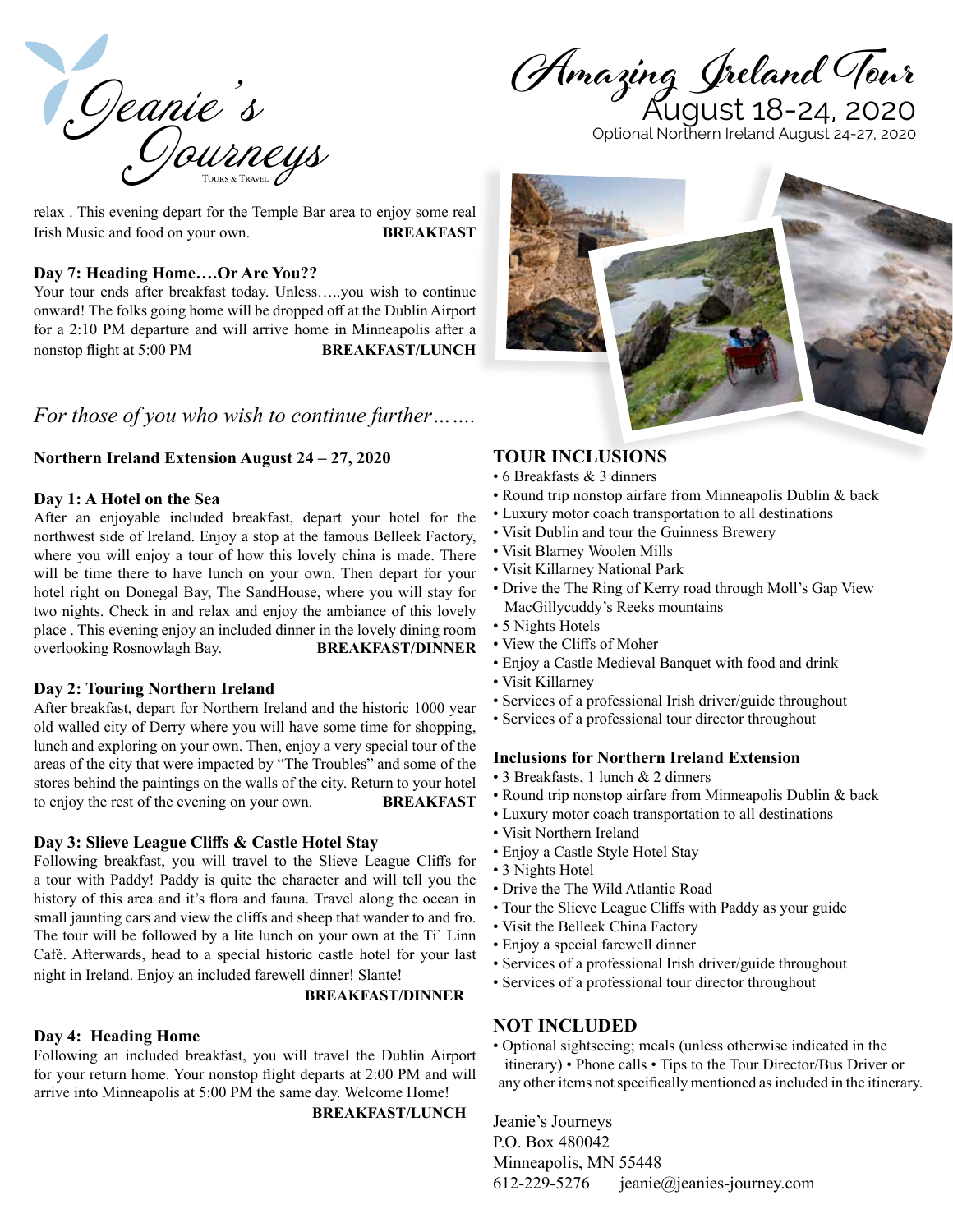Jeanie's Journeys
TOURS & TRAVEL

# Amazing Ireland Tour

August 18-24, 2020

Optional Northern Ireland August 24-27, 2020

relax . This evening depart for the Temple Bar area to enjoy some real Irish Music and food on your own. **BREAKFAST**

**Day 7: Heading Home….Or Are You??**

Your tour ends after breakfast today. Unless…..you wish to continue onward! The folks going home will be dropped off at the Dublin Airport for a 2:10 PM departure and will arrive home in Minneapolis after a nonstop flight at 5:00 PM **BREAKFAST/LUNCH**

*For those of you who wish to continue further…….*

**Northern Ireland Extension August 24 – 27, 2020**

**Day 1: A Hotel on the Sea**

After an enjoyable included breakfast, depart your hotel for the northwest side of Ireland. Enjoy a stop at the famous Belleek Factory, where you will enjoy a tour of how this lovely china is made. There will be time there to have lunch on your own. Then depart for your hotel right on Donegal Bay, The SandHouse, where you will stay for two nights. Check in and relax and enjoy the ambiance of this lovely place . This evening enjoy an included dinner in the lovely dining room overlooking Rosnowlagh Bay. **BREAKFAST/DINNER**

**Day 2: Touring Northern Ireland**

After breakfast, depart for Northern Ireland and the historic 1000 year old walled city of Derry where you will have some time for shopping, lunch and exploring on your own. Then, enjoy a very special tour of the areas of the city that were impacted by "The Troubles" and some of the stores behind the paintings on the walls of the city. Return to your hotel to enjoy the rest of the evening on your own. **BREAKFAST**

**Day 3: Slieve League Cliffs & Castle Hotel Stay**

Following breakfast, you will travel to the Slieve League Cliffs for a tour with Paddy! Paddy is quite the character and will tell you the history of this area and it's flora and fauna. Travel along the ocean in small jaunting cars and view the cliffs and sheep that wander to and fro. The tour will be followed by a lite lunch on your own at the Ti` Linn Café. Afterwards, head to a special historic castle hotel for your last night in Ireland. Enjoy an included farewell dinner! Slante! **BREAKFAST/DINNER**

**Day 4: Heading Home**

Following an included breakfast, you will travel the Dublin Airport for your return home. Your nonstop flight departs at 2:00 PM and will arrive into Minneapolis at 5:00 PM the same day. Welcome Home! **BREAKFAST/LUNCH**

## TOUR INCLUSIONS

- 6 Breakfasts & 3 dinners
- Round trip nonstop airfare from Minneapolis Dublin & back
- Luxury motor coach transportation to all destinations
- Visit Dublin and tour the Guinness Brewery
- Visit Blarney Woolen Mills
- Visit Killarney National Park
- Drive the The Ring of Kerry road through Moll's Gap View MacGillycuddy's Reeks mountains
- 5 Nights Hotels
- View the Cliffs of Moher
- Enjoy a Castle Medieval Banquet with food and drink
- Visit Killarney
- Services of a professional Irish driver/guide throughout
- Services of a professional tour director throughout

### Inclusions for Northern Ireland Extension

- 3 Breakfasts, 1 lunch & 2 dinners
- Round trip nonstop airfare from Minneapolis Dublin & back
- Luxury motor coach transportation to all destinations
- Visit Northern Ireland
- Enjoy a Castle Style Hotel Stay
- 3 Nights Hotel
- Drive the The Wild Atlantic Road
- Tour the Slieve League Cliffs with Paddy as your guide
- Visit the Belleek China Factory
- Enjoy a special farewell dinner
- Services of a professional Irish driver/guide throughout
- Services of a professional tour director throughout

## NOT INCLUDED

- Optional sightseeing; meals (unless otherwise indicated in the itinerary) • Phone calls • Tips to the Tour Director/Bus Driver or any other items not specifically mentioned as included in the itinerary.

Jeanie's Journeys
P.O. Box 480042
Minneapolis, MN 55448
612-229-5276 jeanie@jeanies-journey.com